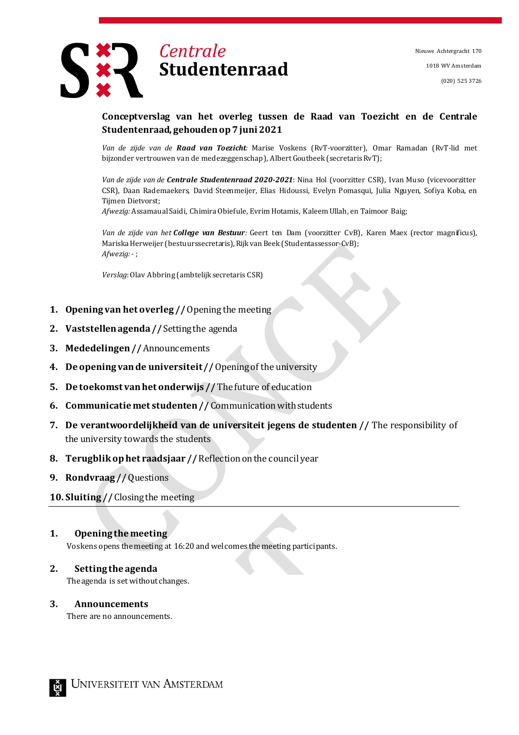# Centrale Studentenraad

Nieuwe Achtergracht 170

1018 WV Amsterdam

(020) 525 3726

## Conceptverslag van het overleg tussen de Raad van Toezicht en de Centrale Studentenraad, gehouden op 7 juni 2021

*Van de zijde van de* ***Raad van Toezicht****:* Marise Voskens (RvT-voorzitter), Omar Ramadan (RvT-lid met bijzonder vertrouwen van de medezeggenschap), Albert Goutbeek (secretaris RvT);

*Van de zijde van de* ***Centrale Studentenraad 2020-2021***: Nina Hol (voorzitter CSR), Ivan Muso (vicevoorzitter CSR), Daan Rademaekers, David Steenmeijer, Elias Hidoussi, Evelyn Pomasqui, Julia Nguyen, Sofiya Koba, en Tijmen Dietvorst;
*Afwezig:* Assamaual Saidi, Chimira Obiefule, Evrim Hotamis, Kaleem Ullah, en Taimoor Baig;

*Van de zijde van het* ***College van Bestuur****:* Geert ten Dam (voorzitter CvB), Karen Maex (rector magnificus), Mariska Herweijer (bestuurssecretaris), Rijk van Beek (Studentassessor-CvB);
*Afwezig:* - ;

*Verslag:* Olav Abbring (ambtelijk secretaris CSR)

1. **Opening van het overleg //** Opening the meeting
2. **Vaststellen agenda //** Setting the agenda
3. **Mededelingen //** Announcements
4. **De opening van de universiteit //** Opening of the university
5. **De toekomst van het onderwijs //** The future of education
6. **Communicatie met studenten //** Communication with students
7. **De verantwoordelijkheid van de universiteit jegens de studenten //** The responsibility of the university towards the students
8. **Terugblik op het raadsjaar //** Reflection on the council year
9. **Rondvraag //** Questions
10. **Sluiting //** Closing the meeting

---

### 1. Opening the meeting

Voskens opens the meeting at 16:20 and welcomes the meeting participants.

### 2. Setting the agenda

The agenda is set without changes.

### 3. Announcements

There are no announcements.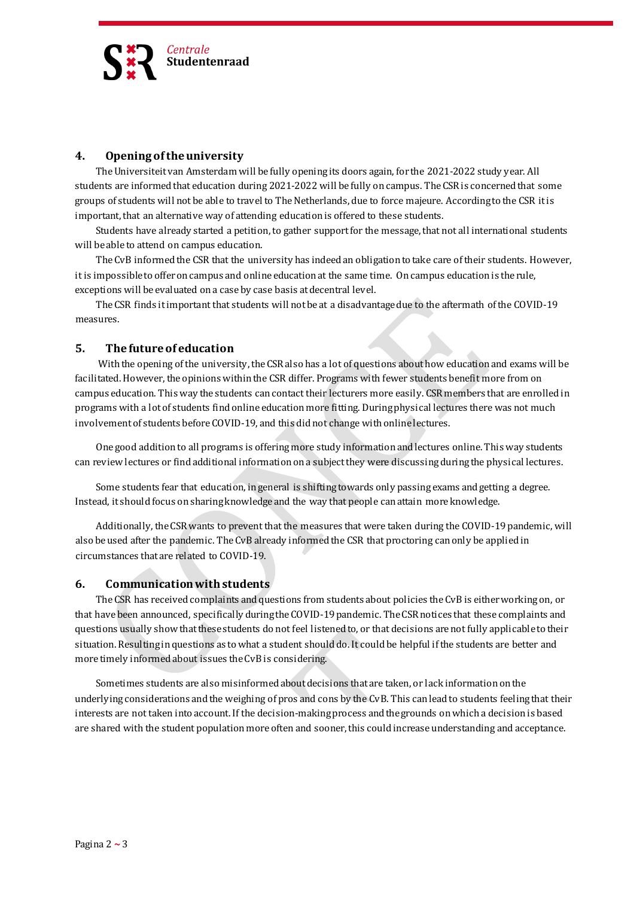## 4. Opening of the university

The Universiteit van Amsterdam will be fully opening its doors again, for the 2021-2022 study year. All students are informed that education during 2021-2022 will be fully on campus. The CSR is concerned that some groups of students will not be able to travel to The Netherlands, due to force majeure. According to the CSR it is important, that an alternative way of attending education is offered to these students.

Students have already started a petition, to gather support for the message, that not all international students will be able to attend on campus education.

The CvB informed the CSR that the university has indeed an obligation to take care of their students. However, it is impossible to offer on campus and online education at the same time. On campus education is the rule, exceptions will be evaluated on a case by case basis at decentral level.

The CSR finds it important that students will not be at a disadvantage due to the aftermath of the COVID-19 measures.

## 5. The future of education

With the opening of the university, the CSR also has a lot of questions about how education and exams will be facilitated. However, the opinions within the CSR differ. Programs with fewer students benefit more from on campus education. This way the students can contact their lecturers more easily. CSR members that are enrolled in programs with a lot of students find online education more fitting. During physical lectures there was not much involvement of students before COVID-19, and this did not change with online lectures.

One good addition to all programs is offering more study information and lectures online. This way students can review lectures or find additional information on a subject they were discussing during the physical lectures.

Some students fear that education, in general is shifting towards only passing exams and getting a degree. Instead, it should focus on sharing knowledge and the way that people can attain more knowledge.

Additionally, the CSR wants to prevent that the measures that were taken during the COVID-19 pandemic, will also be used after the pandemic. The CvB already informed the CSR that proctoring can only be applied in circumstances that are related to COVID-19.

## 6. Communication with students

The CSR has received complaints and questions from students about policies the CvB is either working on, or that have been announced, specifically during the COVID-19 pandemic. The CSR notices that these complaints and questions usually show that these students do not feel listened to, or that decisions are not fully applicable to their situation. Resulting in questions as to what a student should do. It could be helpful if the students are better and more timely informed about issues the CvB is considering.

Sometimes students are also misinformed about decisions that are taken, or lack information on the underlying considerations and the weighing of pros and cons by the CvB. This can lead to students feeling that their interests are not taken into account. If the decision-making process and the grounds on which a decision is based are shared with the student population more often and sooner, this could increase understanding and acceptance.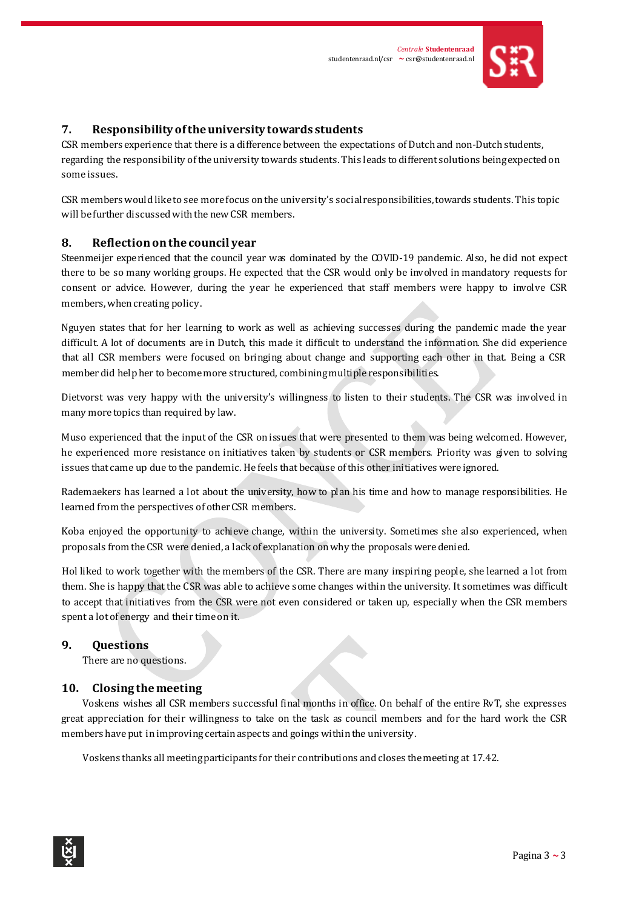## 7. Responsibility of the university towards students

CSR members experience that there is a difference between the expectations of Dutch and non-Dutch students, regarding the responsibility of the university towards students. This leads to different solutions being expected on some issues.

CSR members would like to see more focus on the university's social responsibilities, towards students. This topic will be further discussed with the new CSR members.

## 8. Reflection on the council year

Steenmeijer experienced that the council year was dominated by the COVID-19 pandemic. Also, he did not expect there to be so many working groups. He expected that the CSR would only be involved in mandatory requests for consent or advice. However, during the year he experienced that staff members were happy to involve CSR members, when creating policy.

Nguyen states that for her learning to work as well as achieving successes during the pandemic made the year difficult. A lot of documents are in Dutch, this made it difficult to understand the information. She did experience that all CSR members were focused on bringing about change and supporting each other in that. Being a CSR member did help her to become more structured, combining multiple responsibilities.

Dietvorst was very happy with the university's willingness to listen to their students. The CSR was involved in many more topics than required by law.

Muso experienced that the input of the CSR on issues that were presented to them was being welcomed. However, he experienced more resistance on initiatives taken by students or CSR members. Priority was given to solving issues that came up due to the pandemic. He feels that because of this other initiatives were ignored.

Rademaekers has learned a lot about the university, how to plan his time and how to manage responsibilities. He learned from the perspectives of other CSR members.

Koba enjoyed the opportunity to achieve change, within the university. Sometimes she also experienced, when proposals from the CSR were denied, a lack of explanation on why the proposals were denied.

Hol liked to work together with the members of the CSR. There are many inspiring people, she learned a lot from them. She is happy that the CSR was able to achieve some changes within the university. It sometimes was difficult to accept that initiatives from the CSR were not even considered or taken up, especially when the CSR members spent a lot of energy and their time on it.

## 9. Questions

There are no questions.

## 10. Closing the meeting

Voskens wishes all CSR members successful final months in office. On behalf of the entire RvT, she expresses great appreciation for their willingness to take on the task as council members and for the hard work the CSR members have put in improving certain aspects and goings within the university.

Voskens thanks all meeting participants for their contributions and closes the meeting at 17.42.